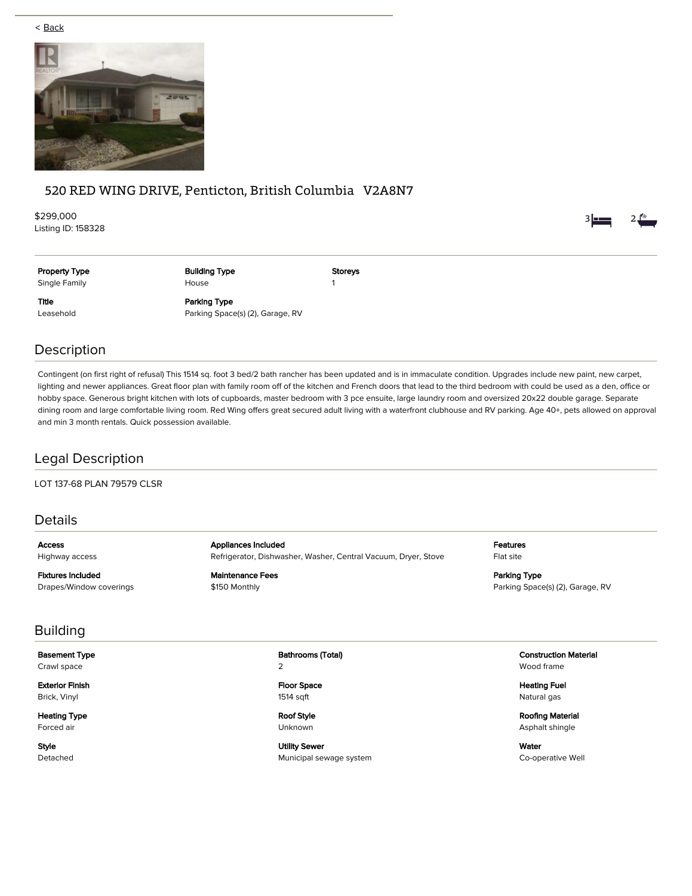< Back

# 520 RED WING DRIVE, Penticton, British Columbia V2A8N7

$299,000
Listing ID: 158328

3 bedrooms, 2 bathrooms

| Property Type | Building Type | Storeys |
|---|---|---|
| Single Family | House | 1 |
| **Title** | **Parking Type** | |
| Leasehold | Parking Space(s) (2), Garage, RV | |

## Description

Contingent (on first right of refusal) This 1514 sq. foot 3 bed/2 bath rancher has been updated and is in immaculate condition. Upgrades include new paint, new carpet, lighting and newer appliances. Great floor plan with family room off of the kitchen and French doors that lead to the third bedroom with could be used as a den, office or hobby space. Generous bright kitchen with lots of cupboards, master bedroom with 3 pce ensuite, large laundry room and oversized 20x22 double garage. Separate dining room and large comfortable living room. Red Wing offers great secured adult living with a waterfront clubhouse and RV parking. Age 40+, pets allowed on approval and min 3 month rentals. Quick possession available.

## Legal Description

LOT 137-68 PLAN 79579 CLSR

## Details

| Access | Appliances Included | Features |
|---|---|---|
| Highway access | Refrigerator, Dishwasher, Washer, Central Vacuum, Dryer, Stove | Flat site |
| **Fixtures Included** | **Maintenance Fees** | **Parking Type** |
| Drapes/Window coverings | $150 Monthly | Parking Space(s) (2), Garage, RV |

## Building

| Basement Type | Bathrooms (Total) | Construction Material |
|---|---|---|
| Crawl space | 2 | Wood frame |
| **Exterior Finish** | **Floor Space** | **Heating Fuel** |
| Brick, Vinyl | 1514 sqft | Natural gas |
| **Heating Type** | **Roof Style** | **Roofing Material** |
| Forced air | Unknown | Asphalt shingle |
| **Style** | **Utility Sewer** | **Water** |
| Detached | Municipal sewage system | Co-operative Well |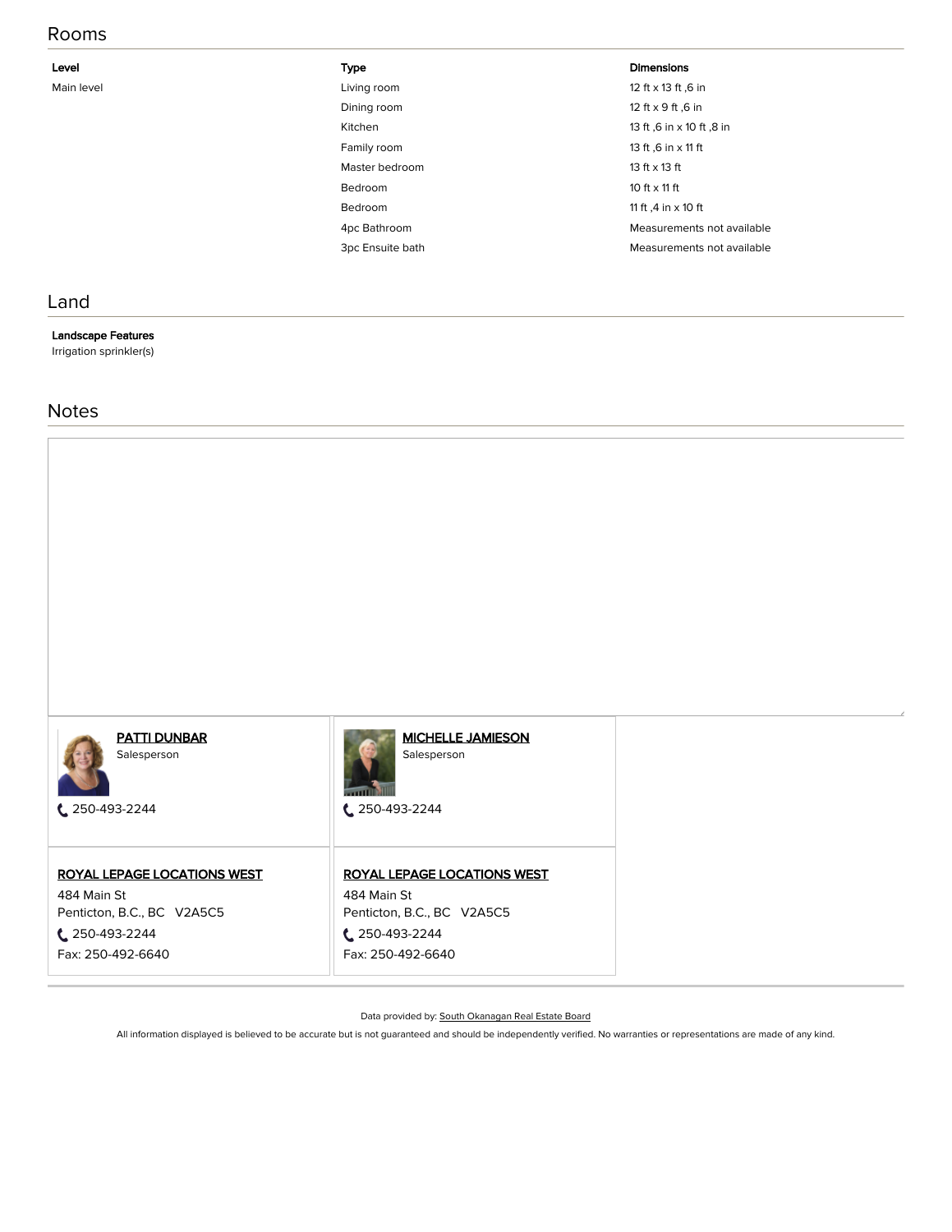## Rooms

| Level | Type | Dimensions |
|---|---|---|
| Main level | Living room | 12 ft x 13 ft ,6 in |
| | Dining room | 12 ft x 9 ft ,6 in |
| | Kitchen | 13 ft ,6 in x 10 ft ,8 in |
| | Family room | 13 ft ,6 in x 11 ft |
| | Master bedroom | 13 ft x 13 ft |
| | Bedroom | 10 ft x 11 ft |
| | Bedroom | 11 ft ,4 in x 10 ft |
| | 4pc Bathroom | Measurements not available |
| | 3pc Ensuite bath | Measurements not available |

## Land

**Landscape Features**
Irrigation sprinkler(s)

## Notes

**PATTI DUNBAR**
Salesperson
250-493-2244

**MICHELLE JAMIESON**
Salesperson
250-493-2244

**ROYAL LEPAGE LOCATIONS WEST**
484 Main St
Penticton, B.C., BC V2A5C5
250-493-2244
Fax: 250-492-6640

**ROYAL LEPAGE LOCATIONS WEST**
484 Main St
Penticton, B.C., BC V2A5C5
250-493-2244
Fax: 250-492-6640

Data provided by: South Okanagan Real Estate Board

All information displayed is believed to be accurate but is not guaranteed and should be independently verified. No warranties or representations are made of any kind.